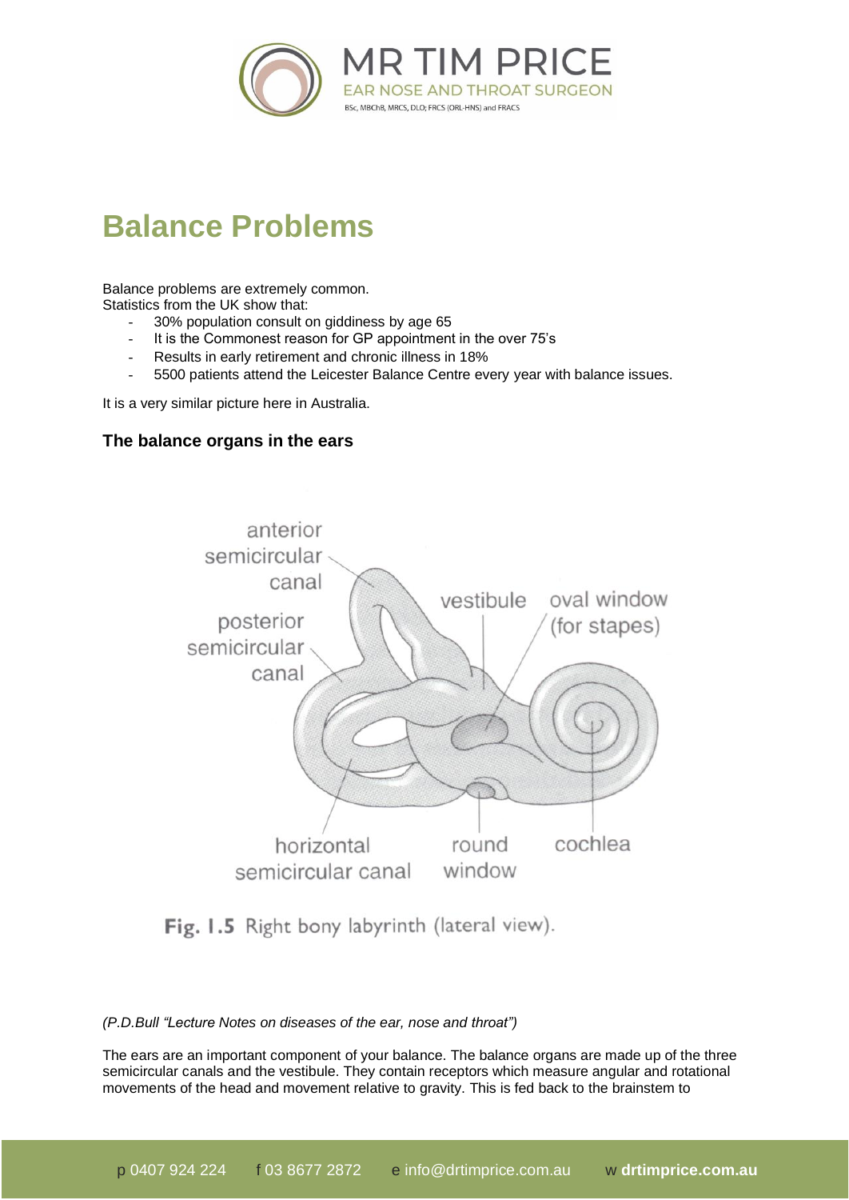# Balance Problems

Balance problems are extremely common.
Statistics from the UK show that:

- 30% population consult on giddiness by age 65
- It is the Commonest reason for GP appointment in the over 75's
- Results in early retirement and chronic illness in 18%
- 5500 patients attend the Leicester Balance Centre every year with balance issues.

It is a very similar picture here in Australia.

### The balance organs in the ears

**Fig. 1.5** Right bony labyrinth (lateral view).

*(P.D.Bull "Lecture Notes on diseases of the ear, nose and throat")*

The ears are an important component of your balance. The balance organs are made up of the three semicircular canals and the vestibule. They contain receptors which measure angular and rotational movements of the head and movement relative to gravity. This is fed back to the brainstem to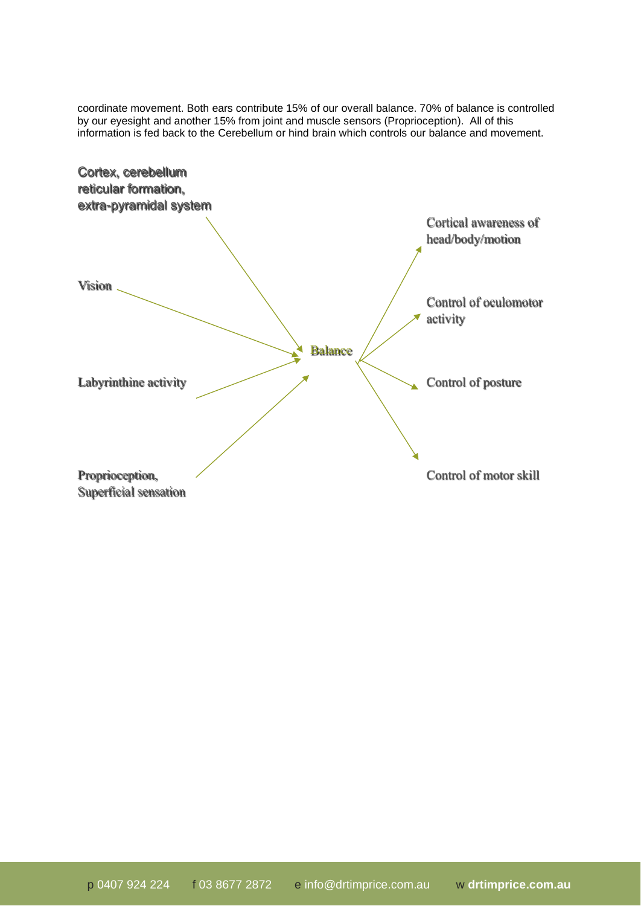coordinate movement. Both ears contribute 15% of our overall balance. 70% of balance is controlled by our eyesight and another 15% from joint and muscle sensors (Proprioception). All of this information is fed back to the Cerebellum or hind brain which controls our balance and movement.

Cortex, cerebellum
reticular formation,
extra-pyramidal system

Vision

Labyrinthine activity

Proprioception,
Superficial sensation

Balance

Cortical awareness of
head/body/motion

Control of oculomotor
activity

Control of posture

Control of motor skill